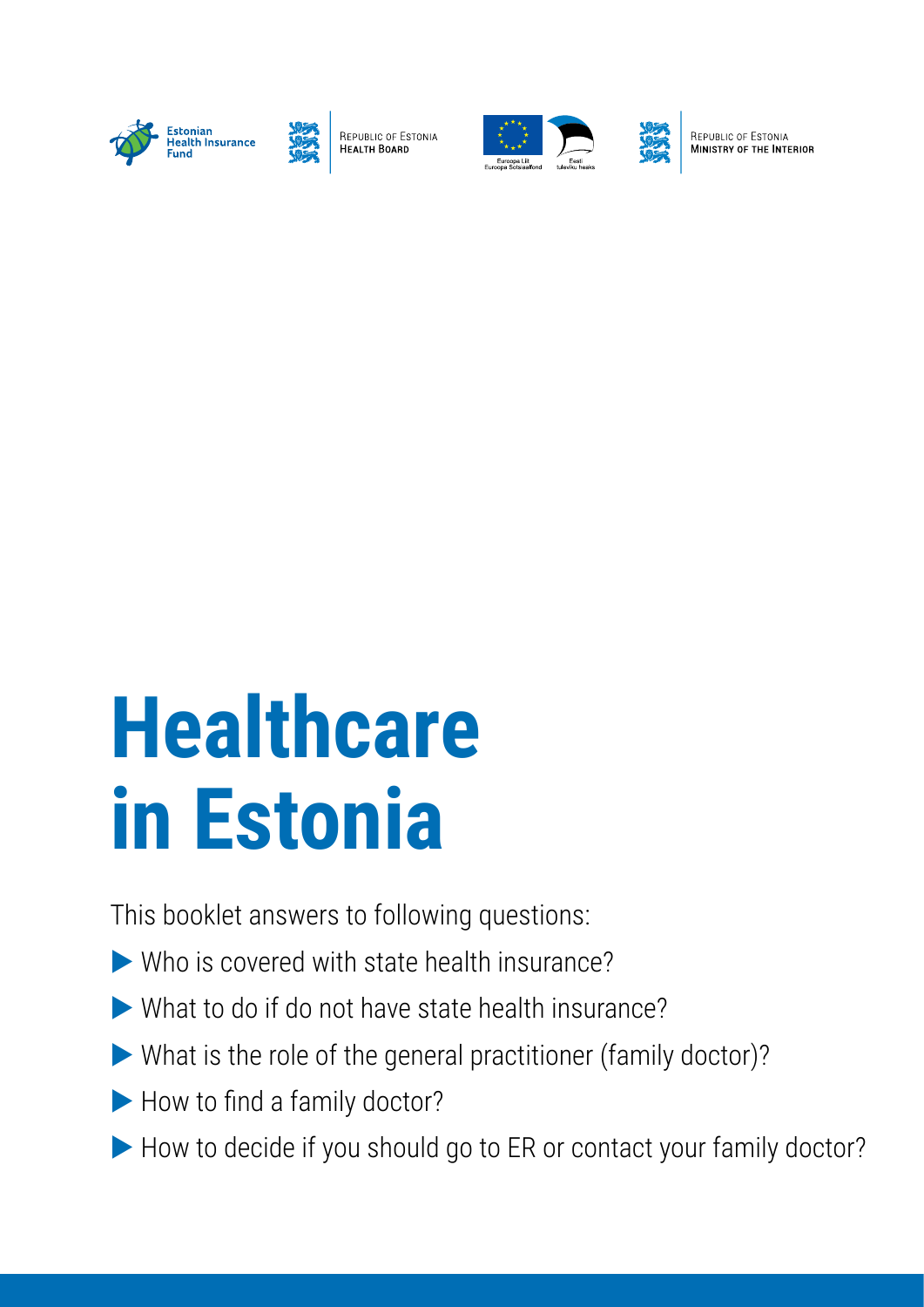Estonian Health Insurance Fund

Republic of Estonia Health Board

Euroopa Liit Euroopa Sotsiaalfond

Eesti tuleviku heaks

Republic of Estonia Ministry of the Interior

# Healthcare in Estonia

This booklet answers to following questions:

- Who is covered with state health insurance?
- What to do if do not have state health insurance?
- What is the role of the general practitioner (family doctor)?
- How to find a family doctor?
- How to decide if you should go to ER or contact your family doctor?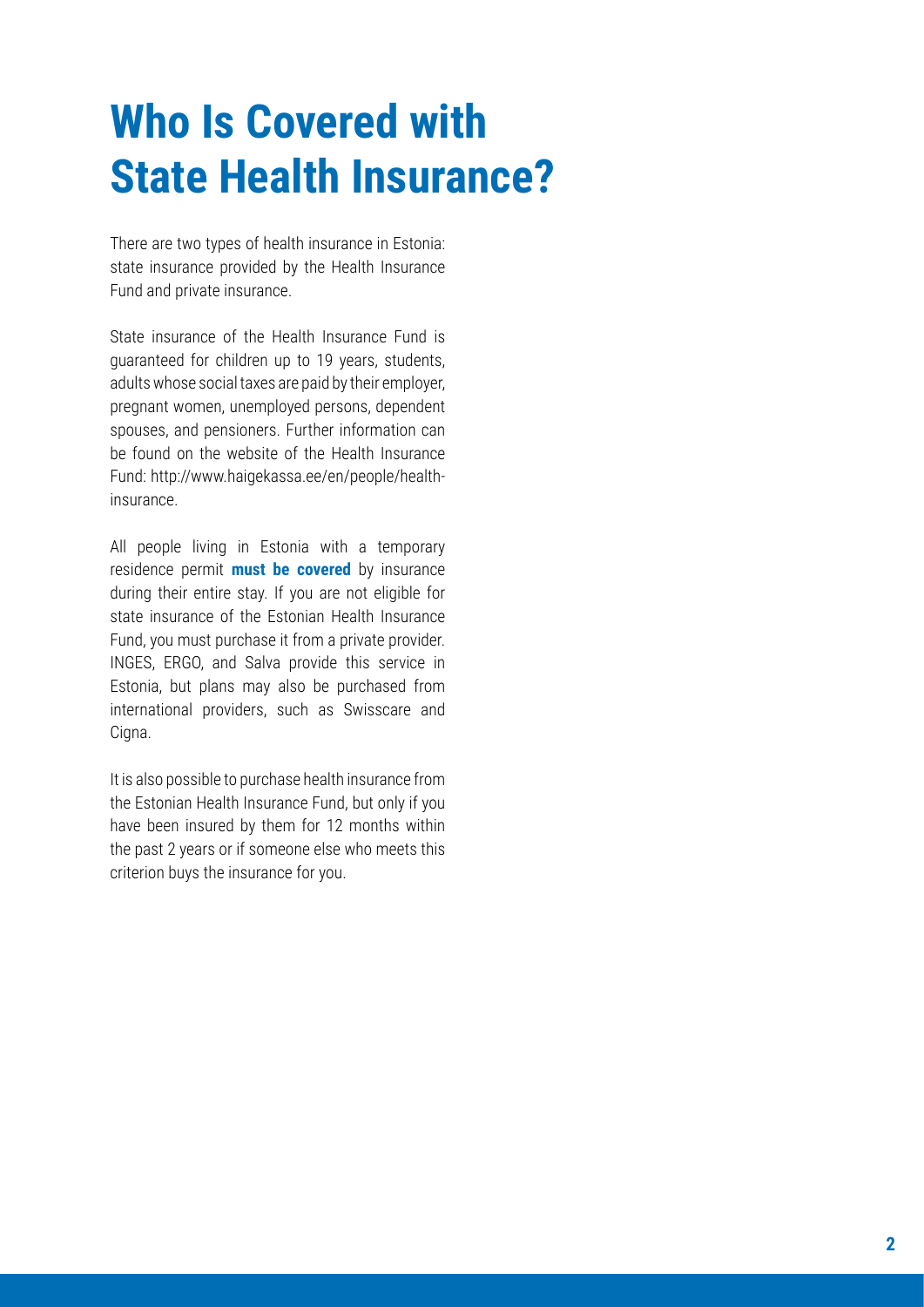# Who Is Covered with State Health Insurance?

There are two types of health insurance in Estonia: state insurance provided by the Health Insurance Fund and private insurance.

State insurance of the Health Insurance Fund is guaranteed for children up to 19 years, students, adults whose social taxes are paid by their employer, pregnant women, unemployed persons, dependent spouses, and pensioners. Further information can be found on the website of the Health Insurance Fund: http://www.haigekassa.ee/en/people/health-insurance.

All people living in Estonia with a temporary residence permit **must be covered** by insurance during their entire stay. If you are not eligible for state insurance of the Estonian Health Insurance Fund, you must purchase it from a private provider. INGES, ERGO, and Salva provide this service in Estonia, but plans may also be purchased from international providers, such as Swisscare and Cigna.

It is also possible to purchase health insurance from the Estonian Health Insurance Fund, but only if you have been insured by them for 12 months within the past 2 years or if someone else who meets this criterion buys the insurance for you.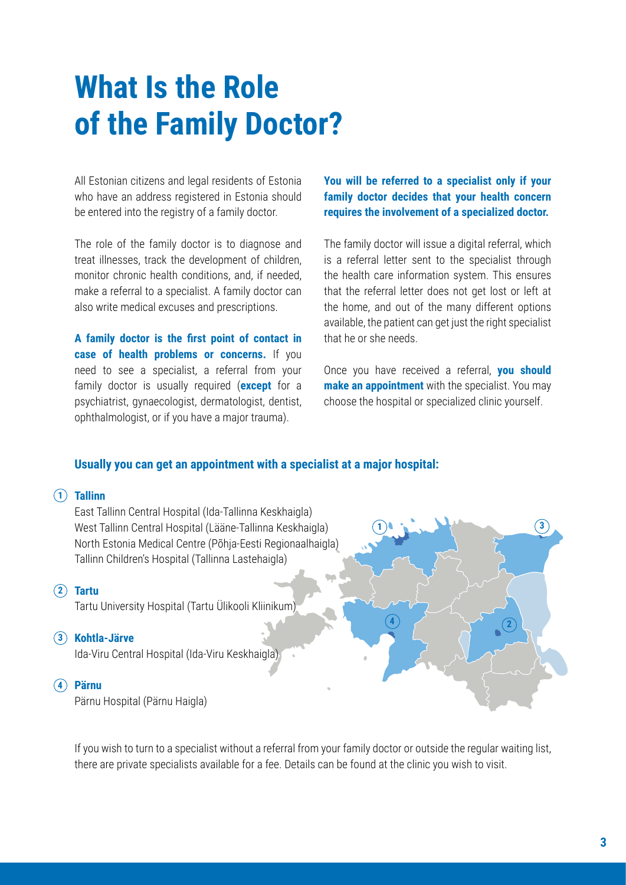# What Is the Role of the Family Doctor?

All Estonian citizens and legal residents of Estonia who have an address registered in Estonia should be entered into the registry of a family doctor.

The role of the family doctor is to diagnose and treat illnesses, track the development of children, monitor chronic health conditions, and, if needed, make a referral to a specialist. A family doctor can also write medical excuses and prescriptions.

**A family doctor is the first point of contact in case of health problems or concerns.** If you need to see a specialist, a referral from your family doctor is usually required (**except** for a psychiatrist, gynaecologist, dermatologist, dentist, ophthalmologist, or if you have a major trauma).

**You will be referred to a specialist only if your family doctor decides that your health concern requires the involvement of a specialized doctor.**

The family doctor will issue a digital referral, which is a referral letter sent to the specialist through the health care information system. This ensures that the referral letter does not get lost or left at the home, and out of the many different options available, the patient can get just the right specialist that he or she needs.

Once you have received a referral, **you should make an appointment** with the specialist. You may choose the hospital or specialized clinic yourself.

**Usually you can get an appointment with a specialist at a major hospital:**

1. **Tallinn**
   East Tallinn Central Hospital (Ida-Tallinna Keskhaigla)
   West Tallinn Central Hospital (Lääne-Tallinna Keskhaigla)
   North Estonia Medical Centre (Põhja-Eesti Regionaalhaigla)
   Tallinn Children's Hospital (Tallinna Lastehaigla)
2. **Tartu**
   Tartu University Hospital (Tartu Ülikooli Kliinikum)
3. **Kohtla-Järve**
   Ida-Viru Central Hospital (Ida-Viru Keskhaigla)
4. **Pärnu**
   Pärnu Hospital (Pärnu Haigla)

If you wish to turn to a specialist without a referral from your family doctor or outside the regular waiting list, there are private specialists available for a fee. Details can be found at the clinic you wish to visit.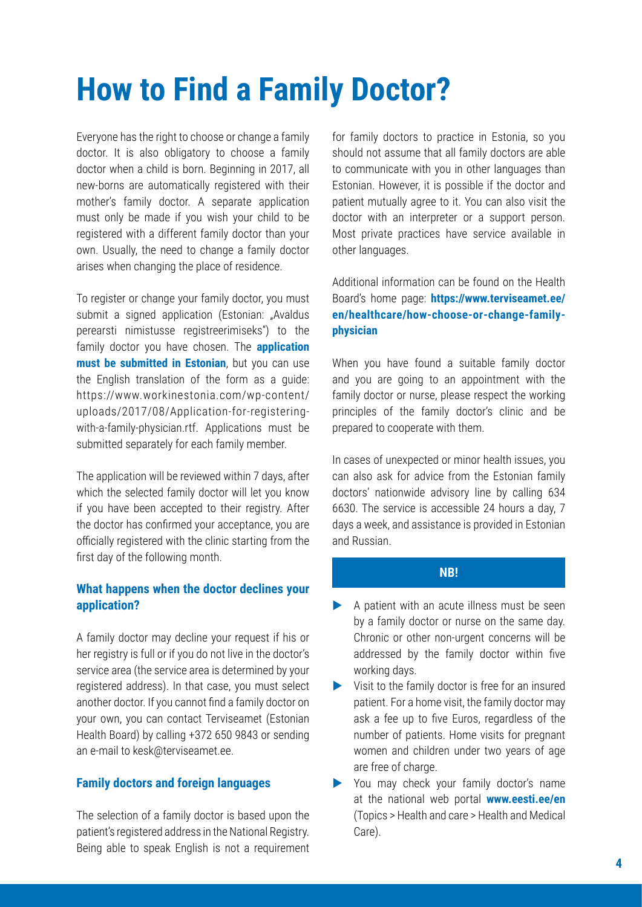# How to Find a Family Doctor?

Everyone has the right to choose or change a family doctor. It is also obligatory to choose a family doctor when a child is born. Beginning in 2017, all new-borns are automatically registered with their mother's family doctor. A separate application must only be made if you wish your child to be registered with a different family doctor than your own. Usually, the need to change a family doctor arises when changing the place of residence.

To register or change your family doctor, you must submit a signed application (Estonian: „Avaldus perearsti nimistusse registreerimiseks") to the family doctor you have chosen. The **application must be submitted in Estonian**, but you can use the English translation of the form as a guide: https://www.workinestonia.com/wp-content/uploads/2017/08/Application-for-registering-with-a-family-physician.rtf. Applications must be submitted separately for each family member.

The application will be reviewed within 7 days, after which the selected family doctor will let you know if you have been accepted to their registry. After the doctor has confirmed your acceptance, you are officially registered with the clinic starting from the first day of the following month.

### What happens when the doctor declines your application?

A family doctor may decline your request if his or her registry is full or if you do not live in the doctor's service area (the service area is determined by your registered address). In that case, you must select another doctor. If you cannot find a family doctor on your own, you can contact Terviseamet (Estonian Health Board) by calling +372 650 9843 or sending an e-mail to kesk@terviseamet.ee.

### Family doctors and foreign languages

The selection of a family doctor is based upon the patient's registered address in the National Registry. Being able to speak English is not a requirement for family doctors to practice in Estonia, so you should not assume that all family doctors are able to communicate with you in other languages than Estonian. However, it is possible if the doctor and patient mutually agree to it. You can also visit the doctor with an interpreter or a support person. Most private practices have service available in other languages.

Additional information can be found on the Health Board's home page: **https://www.terviseamet.ee/en/healthcare/how-choose-or-change-family-physician**

When you have found a suitable family doctor and you are going to an appointment with the family doctor or nurse, please respect the working principles of the family doctor's clinic and be prepared to cooperate with them.

In cases of unexpected or minor health issues, you can also ask for advice from the Estonian family doctors' nationwide advisory line by calling 634 6630. The service is accessible 24 hours a day, 7 days a week, and assistance is provided in Estonian and Russian.

**NB!**

- A patient with an acute illness must be seen by a family doctor or nurse on the same day. Chronic or other non-urgent concerns will be addressed by the family doctor within five working days.
- Visit to the family doctor is free for an insured patient. For a home visit, the family doctor may ask a fee up to five Euros, regardless of the number of patients. Home visits for pregnant women and children under two years of age are free of charge.
- You may check your family doctor's name at the national web portal **www.eesti.ee/en** (Topics > Health and care > Health and Medical Care).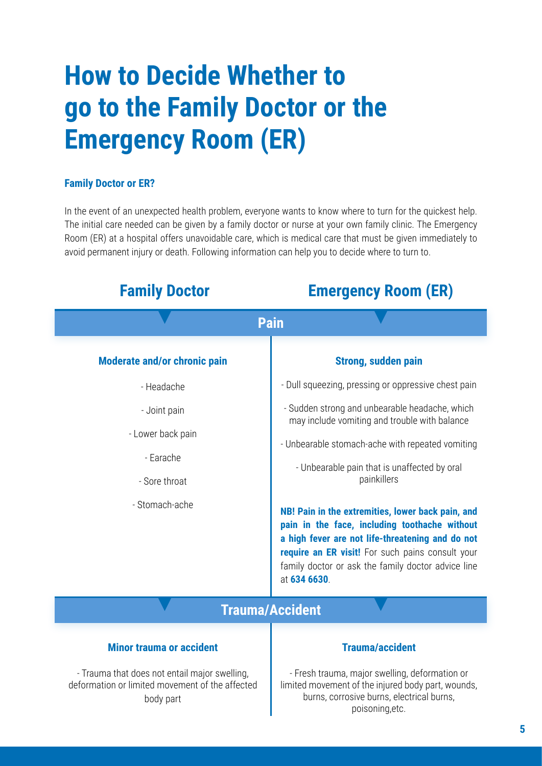# How to Decide Whether to go to the Family Doctor or the Emergency Room (ER)

**Family Doctor or ER?**

In the event of an unexpected health problem, everyone wants to know where to turn for the quickest help. The initial care needed can be given by a family doctor or nurse at your own family clinic. The Emergency Room (ER) at a hospital offers unavoidable care, which is medical care that must be given immediately to avoid permanent injury or death. Following information can help you to decide where to turn to.

| Family Doctor | Emergency Room (ER) |
|---|---|
| **Pain** | |
| **Moderate and/or chronic pain** | **Strong, sudden pain** |
| - Headache<br>- Joint pain<br>- Lower back pain<br>- Earache<br>- Sore throat<br>- Stomach-ache | - Dull squeezing, pressing or oppressive chest pain<br>- Sudden strong and unbearable headache, which may include vomiting and trouble with balance<br>- Unbearable stomach-ache with repeated vomiting<br>- Unbearable pain that is unaffected by oral painkillers<br><br>**NB! Pain in the extremities, lower back pain, and pain in the face, including toothache without a high fever are not life-threatening and do not require an ER visit!** For such pains consult your family doctor or ask the family doctor advice line at **634 6630**. |
| **Trauma/Accident** | |
| **Minor trauma or accident** | **Trauma/accident** |
| - Trauma that does not entail major swelling, deformation or limited movement of the affected body part | - Fresh trauma, major swelling, deformation or limited movement of the injured body part, wounds, burns, corrosive burns, electrical burns, poisoning,etc. |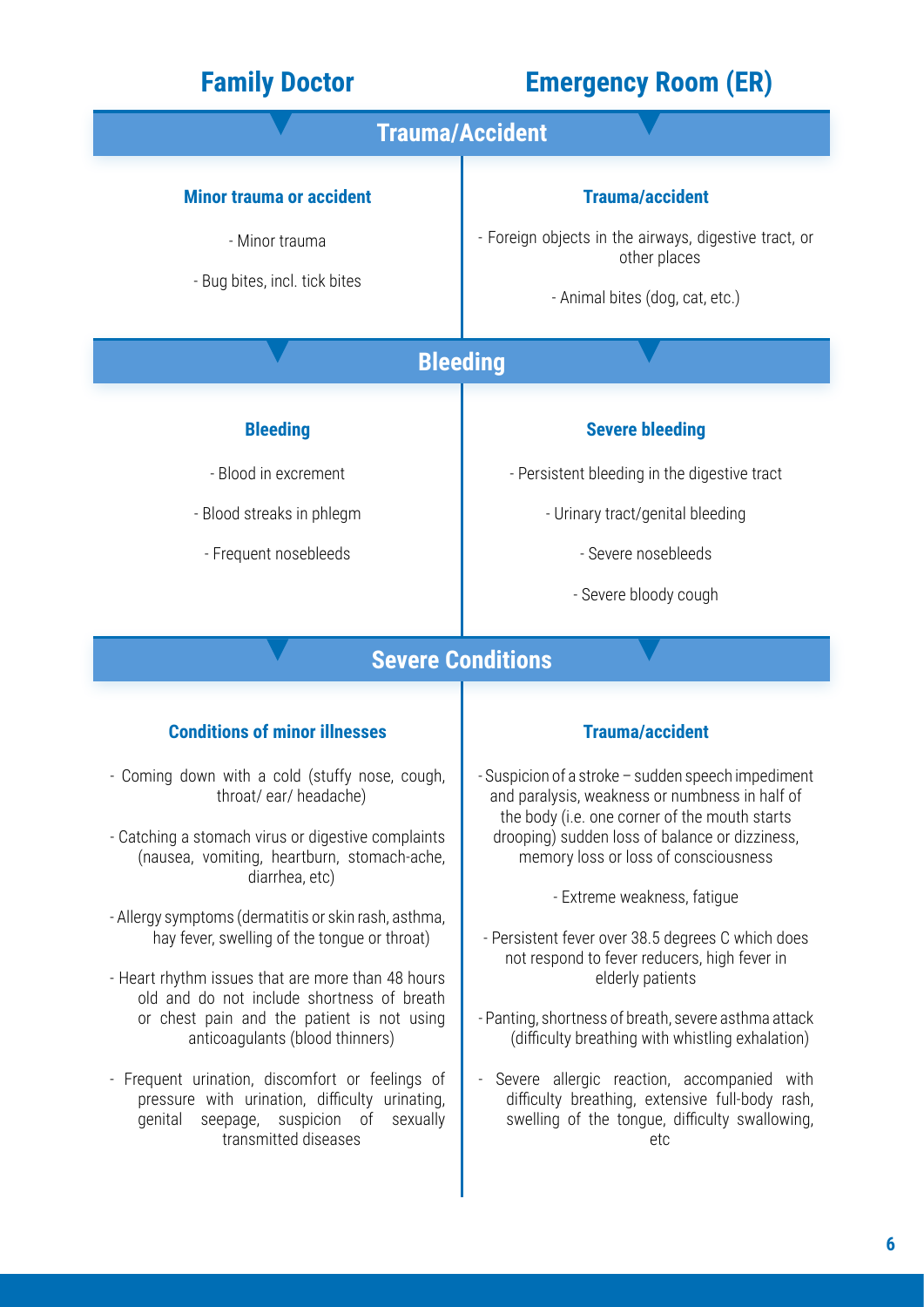| Family Doctor | Emergency Room (ER) |
| --- | --- |

## Trauma/Accident

| **Minor trauma or accident** | **Trauma/accident** |
| --- | --- |
| - Minor trauma<br>- Bug bites, incl. tick bites | - Foreign objects in the airways, digestive tract, or other places<br>- Animal bites (dog, cat, etc.) |

## Bleeding

| **Bleeding** | **Severe bleeding** |
| --- | --- |
| - Blood in excrement<br>- Blood streaks in phlegm<br>- Frequent nosebleeds | - Persistent bleeding in the digestive tract<br>- Urinary tract/genital bleeding<br>- Severe nosebleeds<br>- Severe bloody cough |

## Severe Conditions

| **Conditions of minor illnesses** | **Trauma/accident** |
| --- | --- |
| - Coming down with a cold (stuffy nose, cough, throat/ ear/ headache)<br>- Catching a stomach virus or digestive complaints (nausea, vomiting, heartburn, stomach-ache, diarrhea, etc)<br>- Allergy symptoms (dermatitis or skin rash, asthma, hay fever, swelling of the tongue or throat)<br>- Heart rhythm issues that are more than 48 hours old and do not include shortness of breath or chest pain and the patient is not using anticoagulants (blood thinners)<br>- Frequent urination, discomfort or feelings of pressure with urination, difficulty urinating, genital seepage, suspicion of sexually transmitted diseases | - Suspicion of a stroke – sudden speech impediment and paralysis, weakness or numbness in half of the body (i.e. one corner of the mouth starts drooping) sudden loss of balance or dizziness, memory loss or loss of consciousness<br>- Extreme weakness, fatigue<br>- Persistent fever over 38.5 degrees C which does not respond to fever reducers, high fever in elderly patients<br>- Panting, shortness of breath, severe asthma attack (difficulty breathing with whistling exhalation)<br>- Severe allergic reaction, accompanied with difficulty breathing, extensive full-body rash, swelling of the tongue, difficulty swallowing, etc |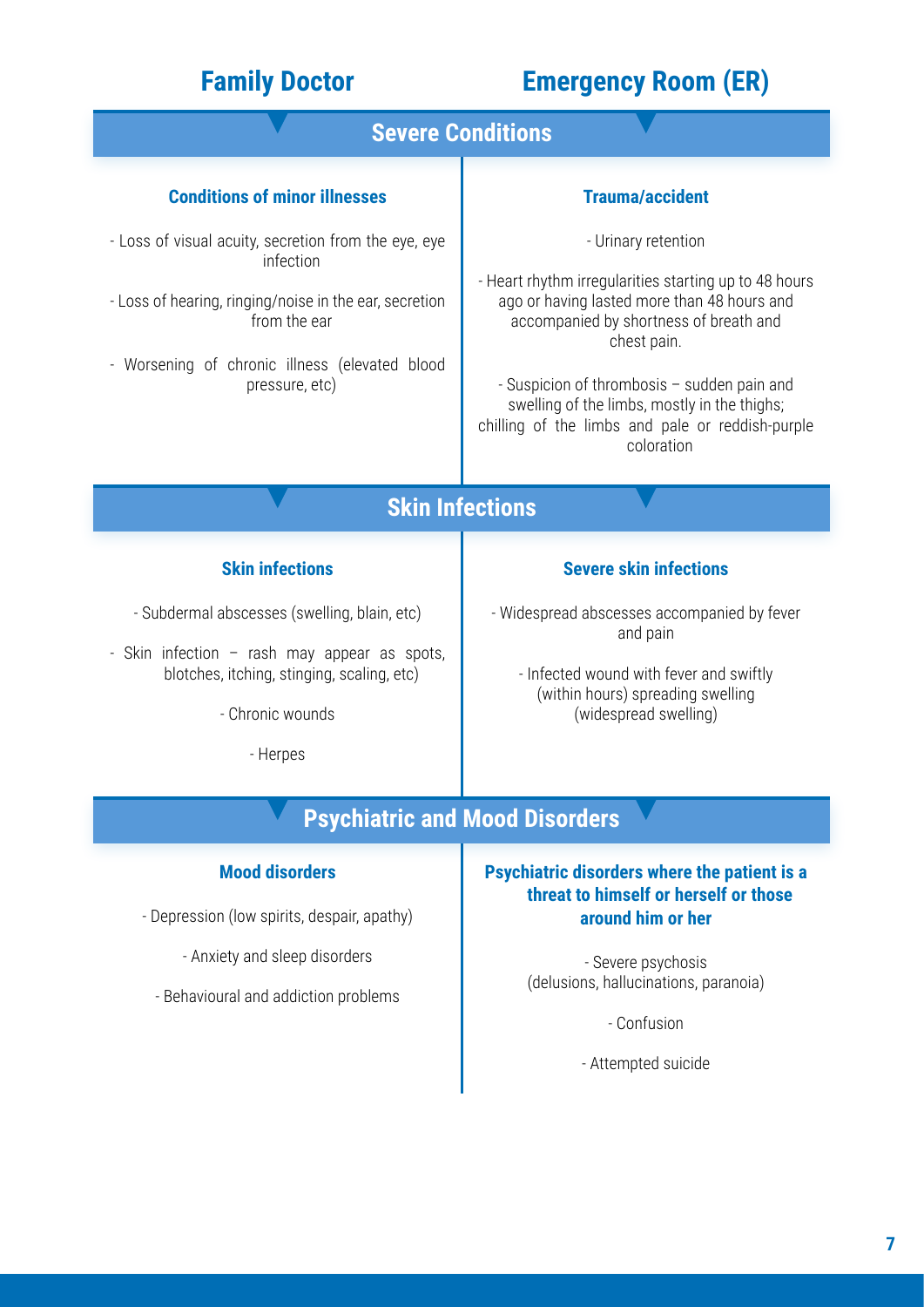| Family Doctor | Emergency Room (ER) |
| --- | --- |
| **Severe Conditions** | |
| **Conditions of minor illnesses** | **Trauma/accident** |
| - Loss of visual acuity, secretion from the eye, eye infection<br>- Loss of hearing, ringing/noise in the ear, secretion from the ear<br>- Worsening of chronic illness (elevated blood pressure, etc) | - Urinary retention<br>- Heart rhythm irregularities starting up to 48 hours ago or having lasted more than 48 hours and accompanied by shortness of breath and chest pain.<br>- Suspicion of thrombosis – sudden pain and swelling of the limbs, mostly in the thighs; chilling of the limbs and pale or reddish-purple coloration |
| **Skin Infections** | |
| **Skin infections** | **Severe skin infections** |
| - Subdermal abscesses (swelling, blain, etc)<br>- Skin infection – rash may appear as spots, blotches, itching, stinging, scaling, etc)<br>- Chronic wounds<br>- Herpes | - Widespread abscesses accompanied by fever and pain<br>- Infected wound with fever and swiftly (within hours) spreading swelling (widespread swelling) |
| **Psychiatric and Mood Disorders** | |
| **Mood disorders** | **Psychiatric disorders where the patient is a threat to himself or herself or those around him or her** |
| - Depression (low spirits, despair, apathy)<br>- Anxiety and sleep disorders<br>- Behavioural and addiction problems | - Severe psychosis (delusions, hallucinations, paranoia)<br>- Confusion<br>- Attempted suicide |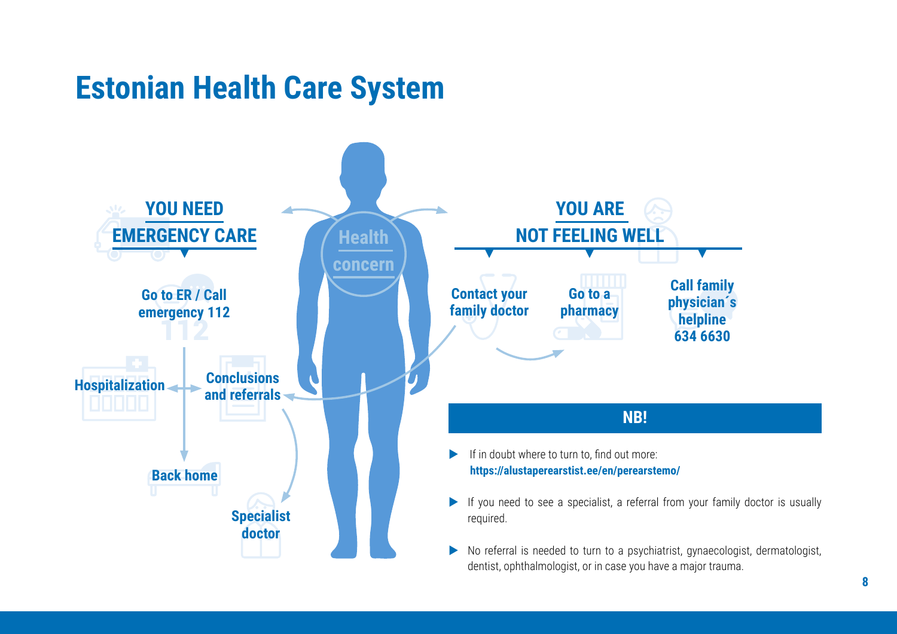# Estonian Health Care System

Health concern

## YOU NEED EMERGENCY CARE

Go to ER / Call emergency 112

Hospitalization

Conclusions and referrals

Back home

Specialist doctor

## YOU ARE NOT FEELING WELL

Contact your family doctor

Go to a pharmacy

Call family physician´s helpline 634 6630

## NB!

- If in doubt where to turn to, find out more: **https://alustaperearstist.ee/en/perearstemo/**
- If you need to see a specialist, a referral from your family doctor is usually required.
- No referral is needed to turn to a psychiatrist, gynaecologist, dermatologist, dentist, ophthalmologist, or in case you have a major trauma.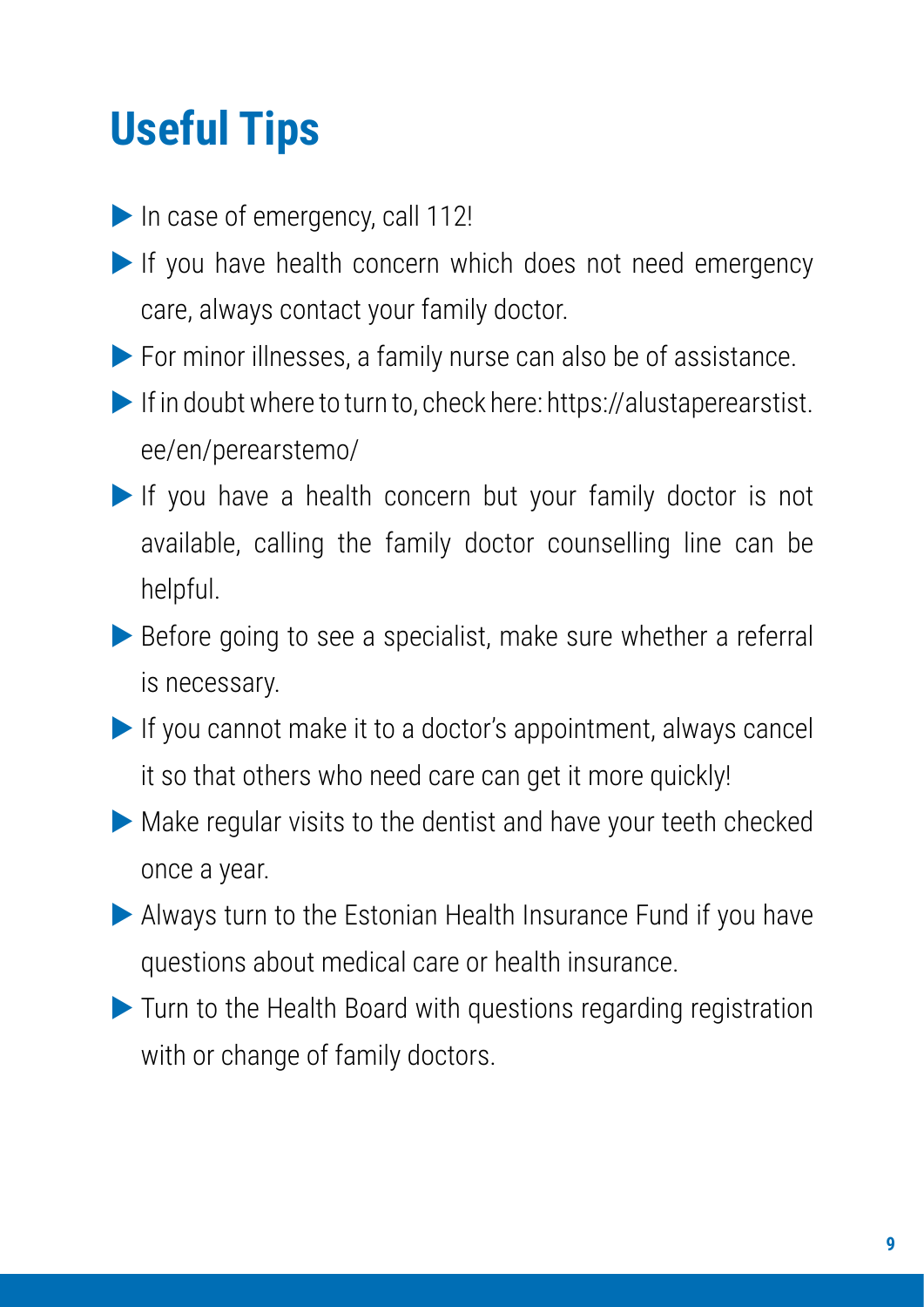# Useful Tips

- In case of emergency, call 112!
- If you have health concern which does not need emergency care, always contact your family doctor.
- For minor illnesses, a family nurse can also be of assistance.
- If in doubt where to turn to, check here: https://alustaperearstist.ee/en/perearstemo/
- If you have a health concern but your family doctor is not available, calling the family doctor counselling line can be helpful.
- Before going to see a specialist, make sure whether a referral is necessary.
- If you cannot make it to a doctor's appointment, always cancel it so that others who need care can get it more quickly!
- Make regular visits to the dentist and have your teeth checked once a year.
- Always turn to the Estonian Health Insurance Fund if you have questions about medical care or health insurance.
- Turn to the Health Board with questions regarding registration with or change of family doctors.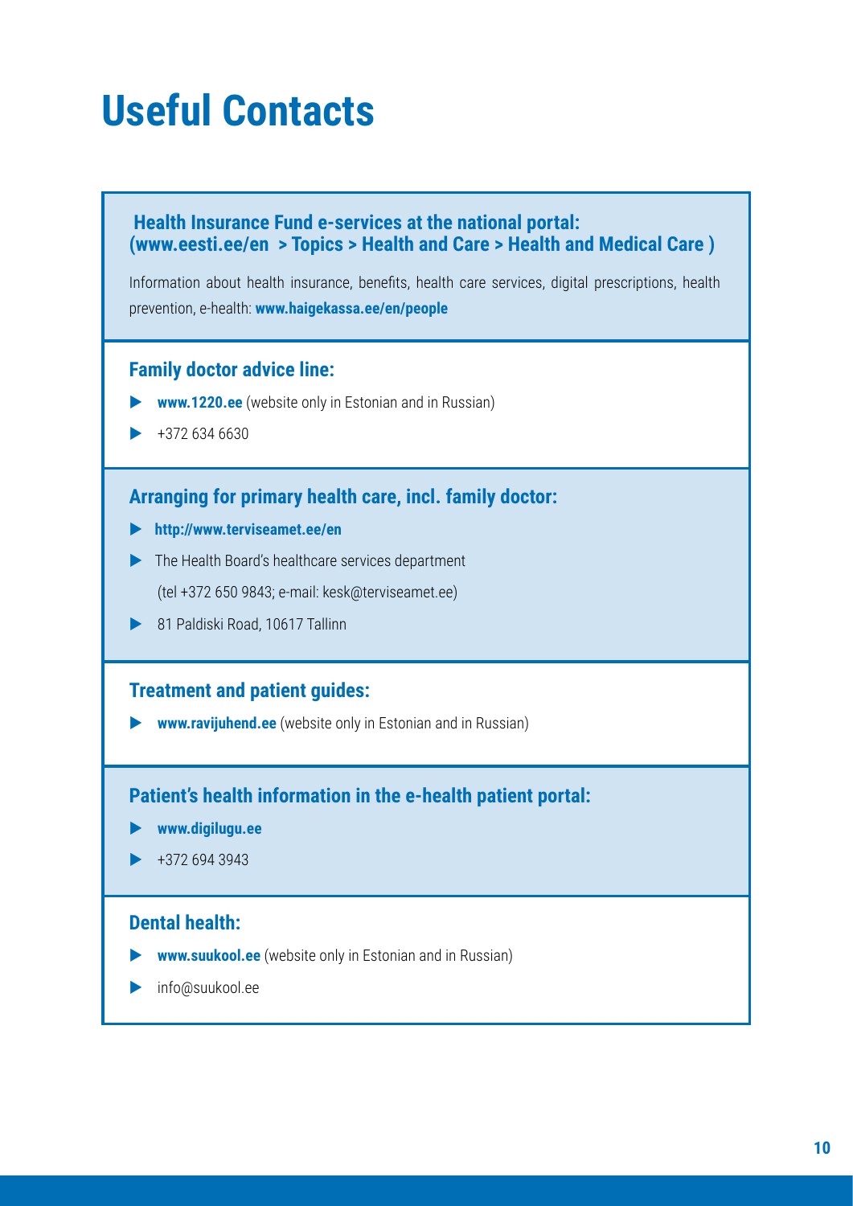# Useful Contacts

### Health Insurance Fund e-services at the national portal: (www.eesti.ee/en > Topics > Health and Care > Health and Medical Care )

Information about health insurance, benefits, health care services, digital prescriptions, health prevention, e-health: **www.haigekassa.ee/en/people**

### Family doctor advice line:

- **www.1220.ee** (website only in Estonian and in Russian)
- +372 634 6630

### Arranging for primary health care, incl. family doctor:

- **http://www.terviseamet.ee/en**
- The Health Board's healthcare services department (tel +372 650 9843; e-mail: kesk@terviseamet.ee)
- 81 Paldiski Road, 10617 Tallinn

### Treatment and patient guides:

- **www.ravijuhend.ee** (website only in Estonian and in Russian)

### Patient's health information in the e-health patient portal:

- **www.digilugu.ee**
- +372 694 3943

### Dental health:

- **www.suukool.ee** (website only in Estonian and in Russian)
- info@suukool.ee